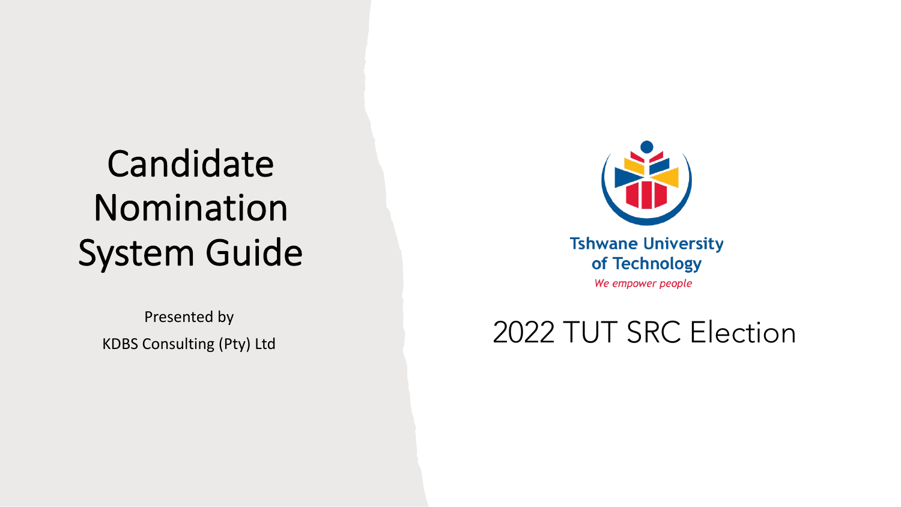# Candidate Nomination System Guide

Presented by

KDBS Consulting (Pty) Ltd

Tshwane University of Technology

*We empower people*

## 2022 TUT SRC Election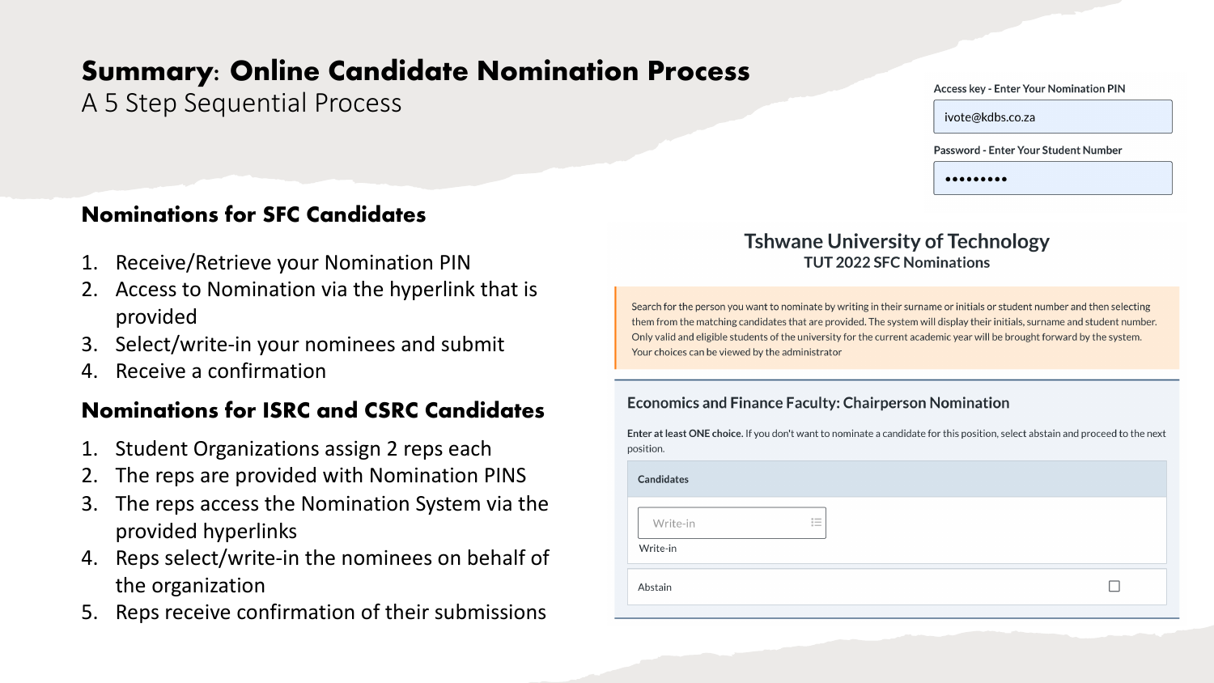# Summary: Online Candidate Nomination Process

A 5 Step Sequential Process

## Nominations for SFC Candidates

1. Receive/Retrieve your Nomination PIN
2. Access to Nomination via the hyperlink that is provided
3. Select/write-in your nominees and submit
4. Receive a confirmation

## Nominations for ISRC and CSRC Candidates

1. Student Organizations assign 2 reps each
2. The reps are provided with Nomination PINS
3. The reps access the Nomination System via the provided hyperlinks
4. Reps select/write-in the nominees on behalf of the organization
5. Reps receive confirmation of their submissions

Access key - Enter Your Nomination PIN

ivote@kdbs.co.za

Password - Enter Your Student Number

•••••••••

### Tshwane University of Technology

**TUT 2022 SFC Nominations**

Search for the person you want to nominate by writing in their surname or initials or student number and then selecting them from the matching candidates that are provided. The system will display their initials, surname and student number. Only valid and eligible students of the university for the current academic year will be brought forward by the system. Your choices can be viewed by the administrator

**Economics and Finance Faculty: Chairperson Nomination**

**Enter at least ONE choice.** If you don't want to nominate a candidate for this position, select abstain and proceed to the next position.

**Candidates**

Write-in

Write-in

Abstain ☐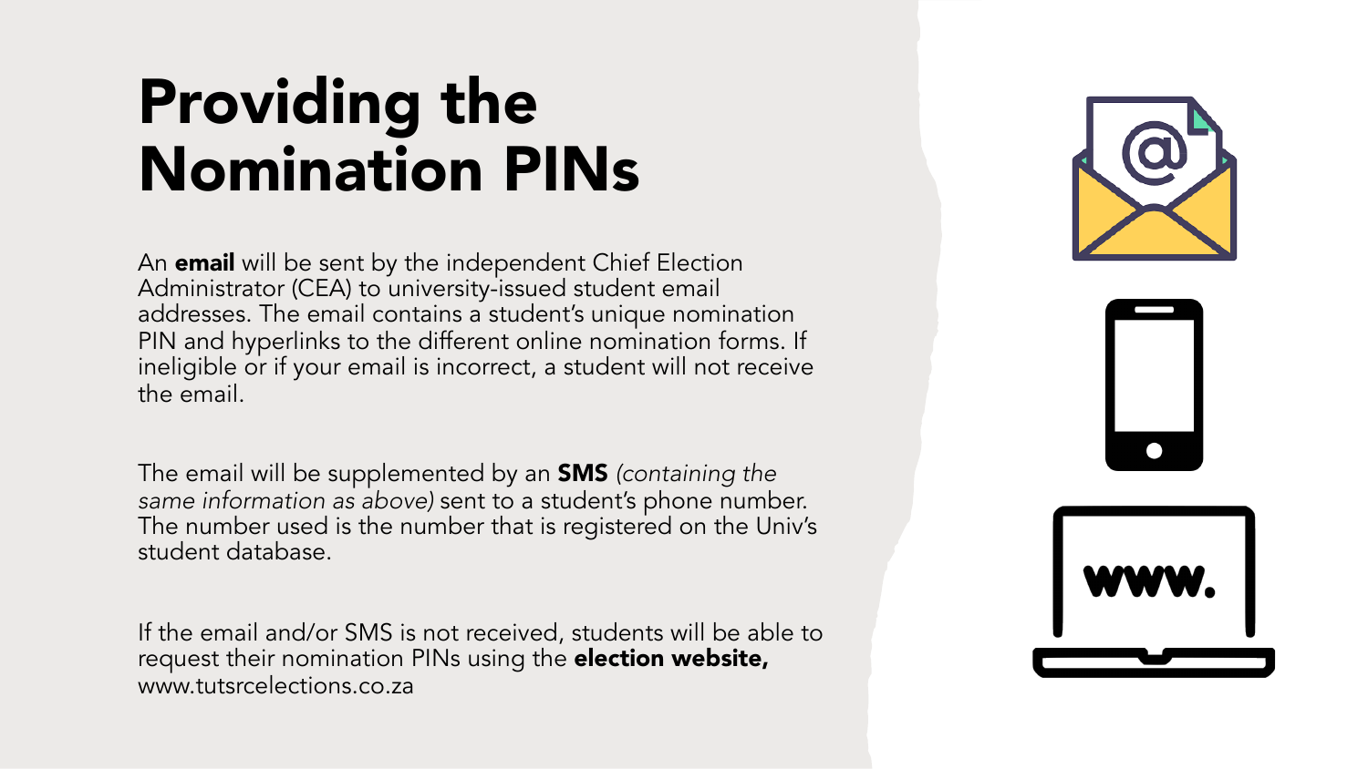# Providing the Nomination PINs

An **email** will be sent by the independent Chief Election Administrator (CEA) to university-issued student email addresses. The email contains a student's unique nomination PIN and hyperlinks to the different online nomination forms. If ineligible or if your email is incorrect, a student will not receive the email.

The email will be supplemented by an **SMS** *(containing the same information as above)* sent to a student's phone number. The number used is the number that is registered on the Univ's student database.

If the email and/or SMS is not received, students will be able to request their nomination PINs using the **election website,** www.tutsrcelections.co.za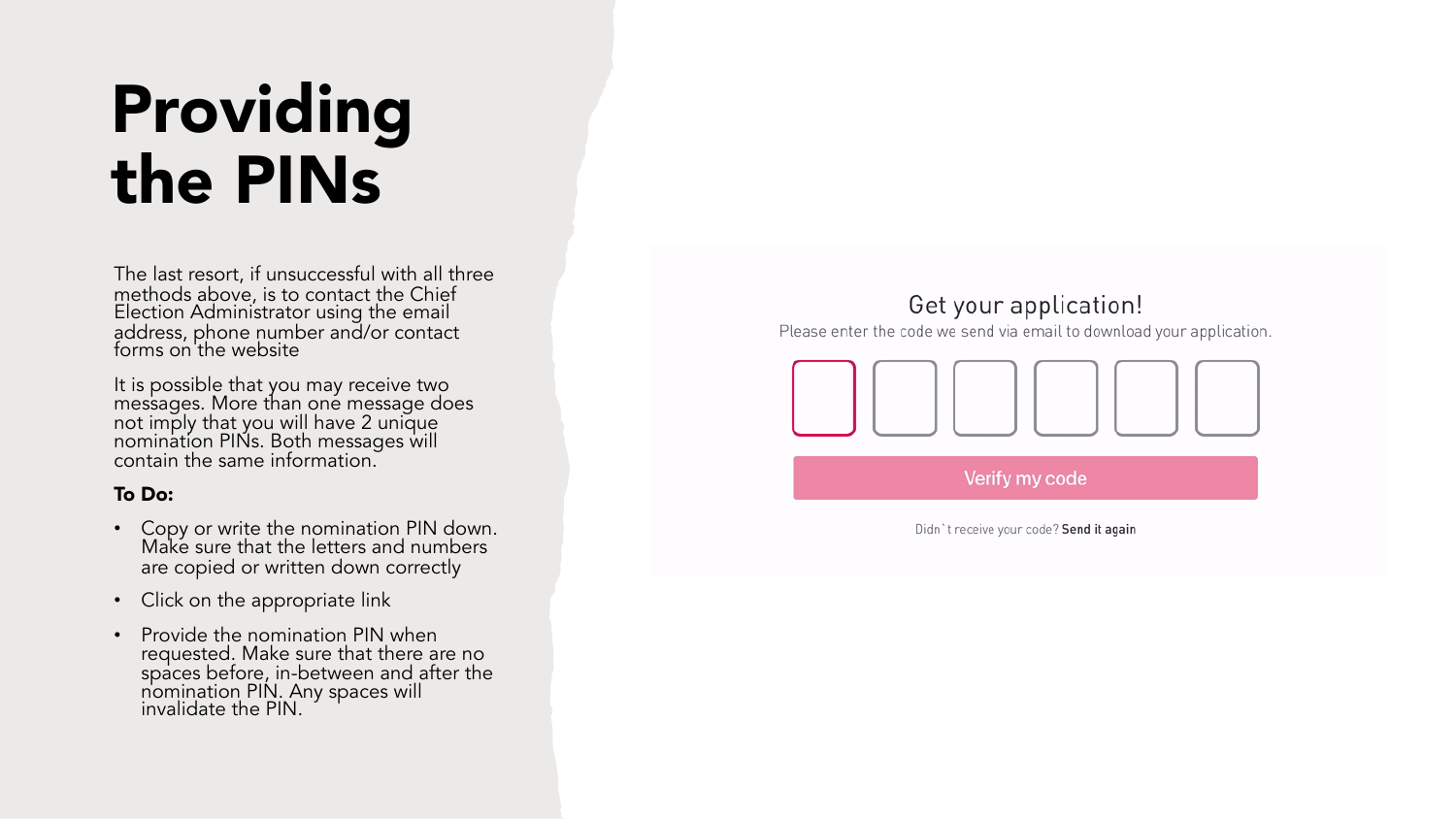# Providing the PINs

The last resort, if unsuccessful with all three methods above, is to contact the Chief Election Administrator using the email address, phone number and/or contact forms on the website

It is possible that you may receive two messages. More than one message does not imply that you will have 2 unique nomination PINs. Both messages will contain the same information.

**To Do:**

- Copy or write the nomination PIN down. Make sure that the letters and numbers are copied or written down correctly
- Click on the appropriate link
- Provide the nomination PIN when requested. Make sure that there are no spaces before, in-between and after the nomination PIN. Any spaces will invalidate the PIN.

Get your application!

Please enter the code we send via email to download your application.

Verify my code

Didn`t receive your code? **Send it again**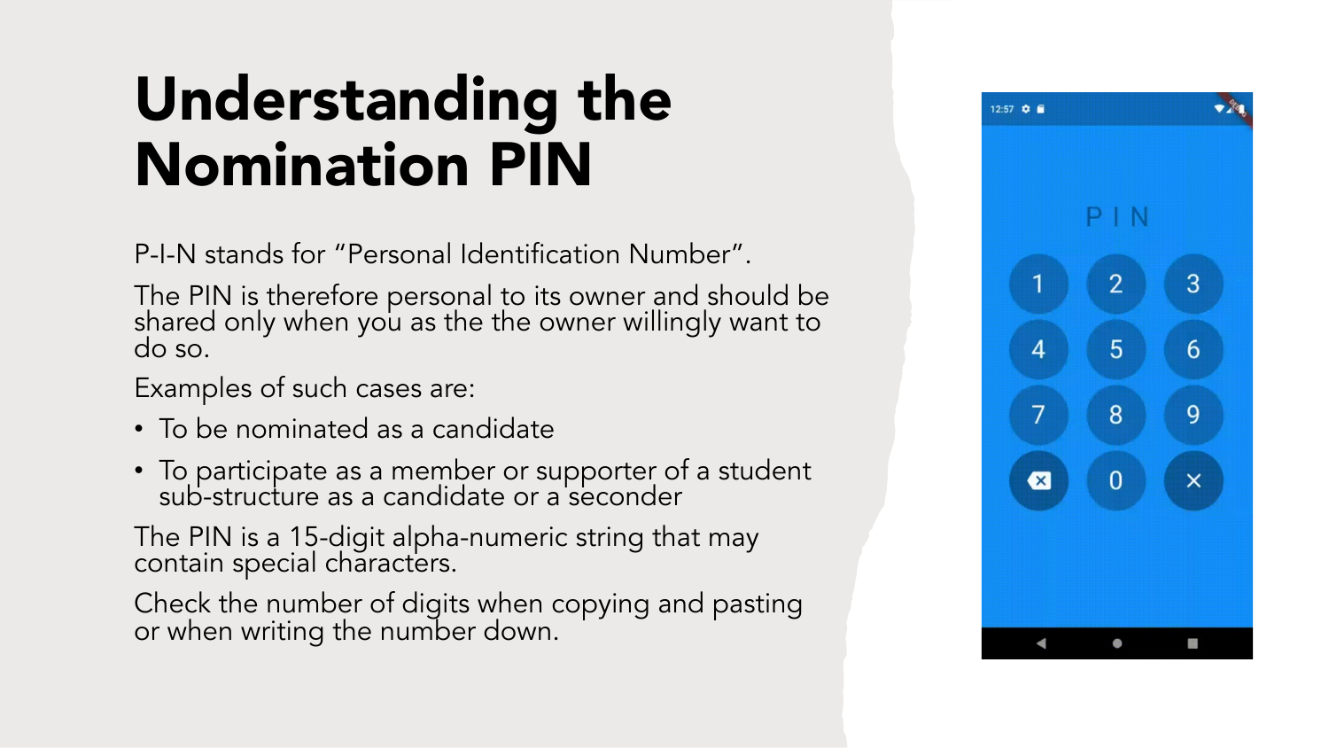# Understanding the Nomination PIN

P-I-N stands for "Personal Identification Number".

The PIN is therefore personal to its owner and should be shared only when you as the the owner willingly want to do so.

Examples of such cases are:

- To be nominated as a candidate
- To participate as a member or supporter of a student sub-structure as a candidate or a seconder

The PIN is a 15-digit alpha-numeric string that may contain special characters.

Check the number of digits when copying and pasting or when writing the number down.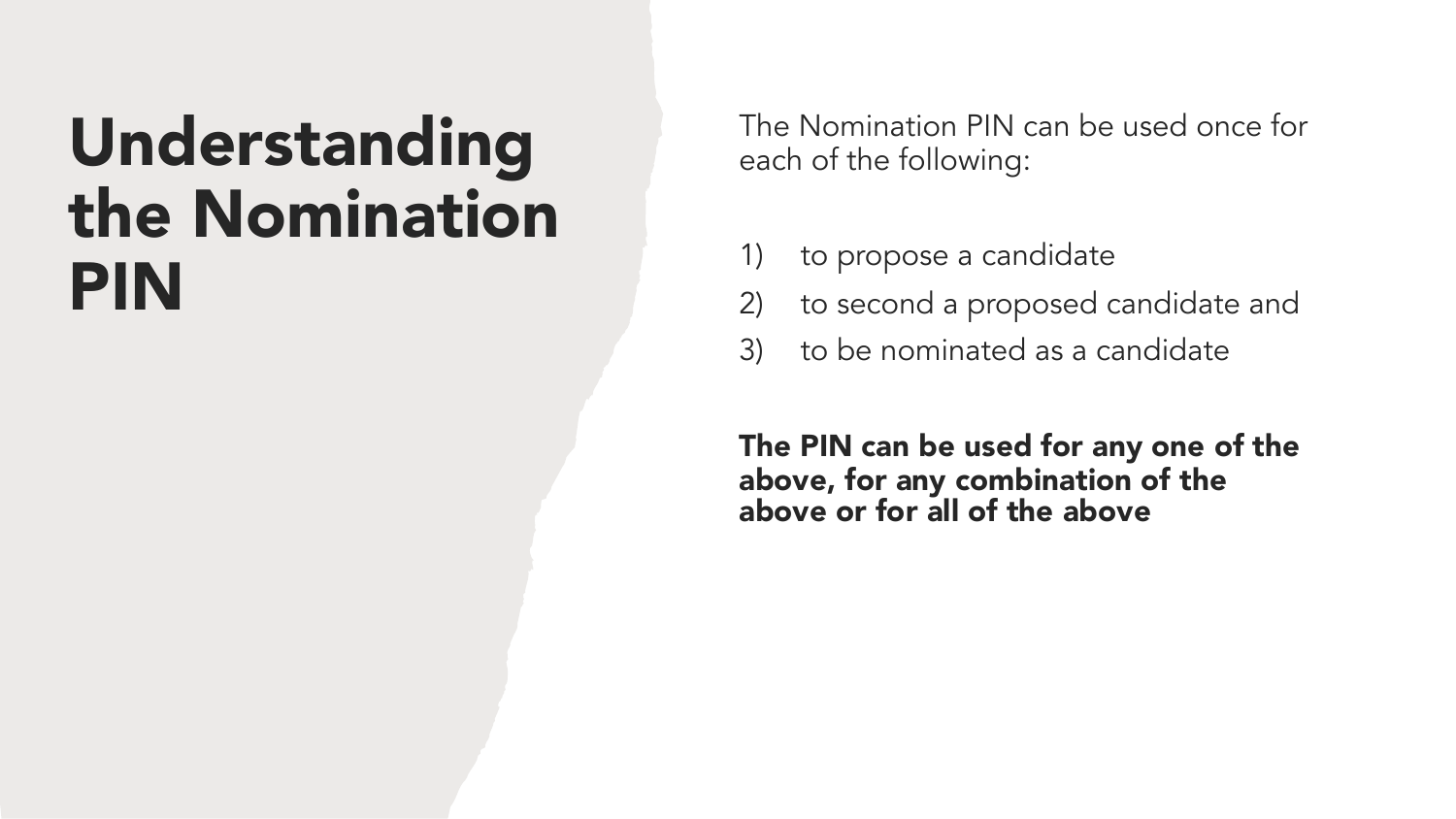# Understanding the Nomination PIN

The Nomination PIN can be used once for each of the following:

1) to propose a candidate
2) to second a proposed candidate and
3) to be nominated as a candidate

**The PIN can be used for any one of the above, for any combination of the above or for all of the above**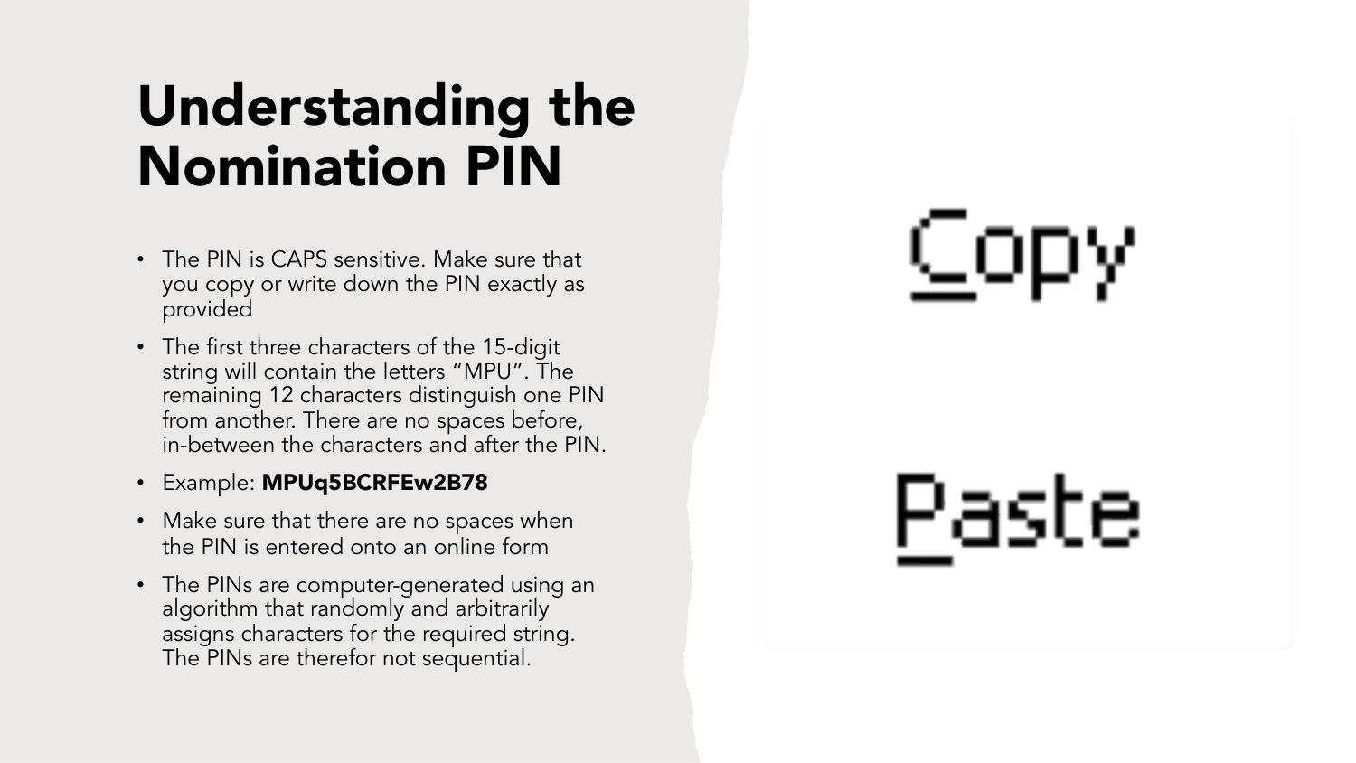# Understanding the Nomination PIN

- The PIN is CAPS sensitive. Make sure that you copy or write down the PIN exactly as provided
- The first three characters of the 15-digit string will contain the letters "MPU". The remaining 12 characters distinguish one PIN from another. There are no spaces before, in-between the characters and after the PIN.
- Example: **MPUq5BCRFEw2B78**
- Make sure that there are no spaces when the PIN is entered onto an online form
- The PINs are computer-generated using an algorithm that randomly and arbitrarily assigns characters for the required string. The PINs are therefor not sequential.

Copy

Paste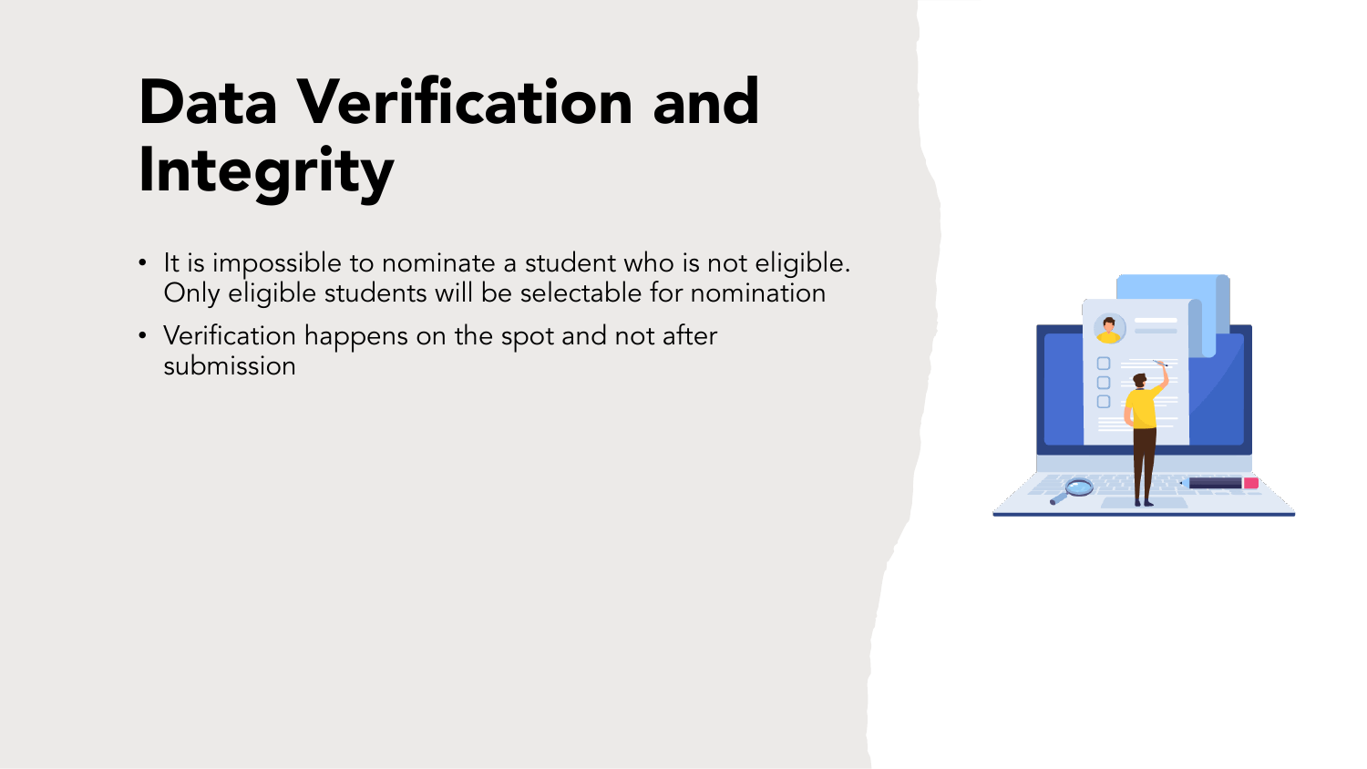# Data Verification and Integrity

- It is impossible to nominate a student who is not eligible. Only eligible students will be selectable for nomination
- Verification happens on the spot and not after submission